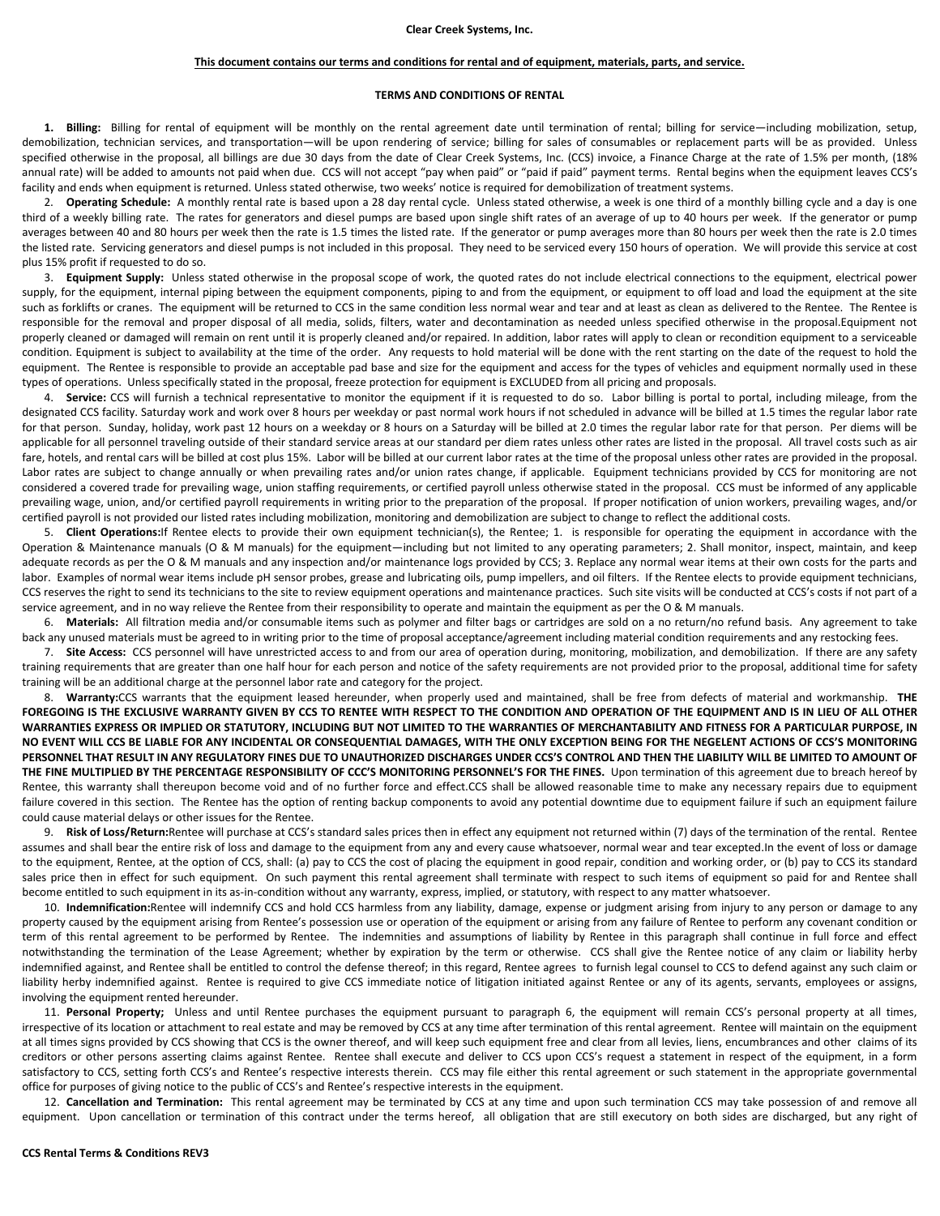**Clear Creek Systems, Inc.**

**This document contains our terms and conditions for rental and of equipment, materials, parts, and service.**

**TERMS AND CONDITIONS OF RENTAL**

1. **Billing:** Billing for rental of equipment will be monthly on the rental agreement date until termination of rental; billing for service—including mobilization, setup, demobilization, technician services, and transportation—will be upon rendering of service; billing for sales of consumables or replacement parts will be as provided. Unless specified otherwise in the proposal, all billings are due 30 days from the date of Clear Creek Systems, Inc. (CCS) invoice, a Finance Charge at the rate of 1.5% per month, (18% annual rate) will be added to amounts not paid when due. CCS will not accept "pay when paid" or "paid if paid" payment terms. Rental begins when the equipment leaves CCS's facility and ends when equipment is returned. Unless stated otherwise, two weeks' notice is required for demobilization of treatment systems.

2. **Operating Schedule:** A monthly rental rate is based upon a 28 day rental cycle. Unless stated otherwise, a week is one third of a monthly billing cycle and a day is one third of a weekly billing rate. The rates for generators and diesel pumps are based upon single shift rates of an average of up to 40 hours per week. If the generator or pump averages between 40 and 80 hours per week then the rate is 1.5 times the listed rate. If the generator or pump averages more than 80 hours per week then the rate is 2.0 times the listed rate. Servicing generators and diesel pumps is not included in this proposal. They need to be serviced every 150 hours of operation. We will provide this service at cost plus 15% profit if requested to do so.

3. **Equipment Supply:** Unless stated otherwise in the proposal scope of work, the quoted rates do not include electrical connections to the equipment, electrical power supply, for the equipment, internal piping between the equipment components, piping to and from the equipment, or equipment to off load and load the equipment at the site such as forklifts or cranes. The equipment will be returned to CCS in the same condition less normal wear and tear and at least as clean as delivered to the Rentee. The Rentee is responsible for the removal and proper disposal of all media, solids, filters, water and decontamination as needed unless specified otherwise in the proposal.Equipment not properly cleaned or damaged will remain on rent until it is properly cleaned and/or repaired. In addition, labor rates will apply to clean or recondition equipment to a serviceable condition. Equipment is subject to availability at the time of the order. Any requests to hold material will be done with the rent starting on the date of the request to hold the equipment. The Rentee is responsible to provide an acceptable pad base and size for the equipment and access for the types of vehicles and equipment normally used in these types of operations. Unless specifically stated in the proposal, freeze protection for equipment is EXCLUDED from all pricing and proposals.

4. **Service:** CCS will furnish a technical representative to monitor the equipment if it is requested to do so. Labor billing is portal to portal, including mileage, from the designated CCS facility. Saturday work and work over 8 hours per weekday or past normal work hours if not scheduled in advance will be billed at 1.5 times the regular labor rate for that person. Sunday, holiday, work past 12 hours on a weekday or 8 hours on a Saturday will be billed at 2.0 times the regular labor rate for that person. Per diems will be applicable for all personnel traveling outside of their standard service areas at our standard per diem rates unless other rates are listed in the proposal. All travel costs such as air fare, hotels, and rental cars will be billed at cost plus 15%. Labor will be billed at our current labor rates at the time of the proposal unless other rates are provided in the proposal. Labor rates are subject to change annually or when prevailing rates and/or union rates change, if applicable. Equipment technicians provided by CCS for monitoring are not considered a covered trade for prevailing wage, union staffing requirements, or certified payroll unless otherwise stated in the proposal. CCS must be informed of any applicable prevailing wage, union, and/or certified payroll requirements in writing prior to the preparation of the proposal. If proper notification of union workers, prevailing wages, and/or certified payroll is not provided our listed rates including mobilization, monitoring and demobilization are subject to change to reflect the additional costs.

5. **Client Operations:**If Rentee elects to provide their own equipment technician(s), the Rentee; 1. is responsible for operating the equipment in accordance with the Operation & Maintenance manuals (O & M manuals) for the equipment—including but not limited to any operating parameters; 2. Shall monitor, inspect, maintain, and keep adequate records as per the O & M manuals and any inspection and/or maintenance logs provided by CCS; 3. Replace any normal wear items at their own costs for the parts and labor. Examples of normal wear items include pH sensor probes, grease and lubricating oils, pump impellers, and oil filters. If the Rentee elects to provide equipment technicians, CCS reserves the right to send its technicians to the site to review equipment operations and maintenance practices. Such site visits will be conducted at CCS's costs if not part of a service agreement, and in no way relieve the Rentee from their responsibility to operate and maintain the equipment as per the O & M manuals.

6. **Materials:** All filtration media and/or consumable items such as polymer and filter bags or cartridges are sold on a no return/no refund basis. Any agreement to take back any unused materials must be agreed to in writing prior to the time of proposal acceptance/agreement including material condition requirements and any restocking fees.

7. **Site Access:** CCS personnel will have unrestricted access to and from our area of operation during, monitoring, mobilization, and demobilization. If there are any safety training requirements that are greater than one half hour for each person and notice of the safety requirements are not provided prior to the proposal, additional time for safety training will be an additional charge at the personnel labor rate and category for the project.

8. **Warranty:**CCS warrants that the equipment leased hereunder, when properly used and maintained, shall be free from defects of material and workmanship. **THE FOREGOING IS THE EXCLUSIVE WARRANTY GIVEN BY CCS TO RENTEE WITH RESPECT TO THE CONDITION AND OPERATION OF THE EQUIPMENT AND IS IN LIEU OF ALL OTHER WARRANTIES EXPRESS OR IMPLIED OR STATUTORY, INCLUDING BUT NOT LIMITED TO THE WARRANTIES OF MERCHANTABILITY AND FITNESS FOR A PARTICULAR PURPOSE, IN NO EVENT WILL CCS BE LIABLE FOR ANY INCIDENTAL OR CONSEQUENTIAL DAMAGES, WITH THE ONLY EXCEPTION BEING FOR THE NEGELENT ACTIONS OF CCS'S MONITORING PERSONNEL THAT RESULT IN ANY REGULATORY FINES DUE TO UNAUTHORIZED DISCHARGES UNDER CCS'S CONTROL AND THEN THE LIABILITY WILL BE LIMITED TO AMOUNT OF THE FINE MULTIPLIED BY THE PERCENTAGE RESPONSIBILITY OF CCC'S MONITORING PERSONNEL'S FOR THE FINES.** Upon termination of this agreement due to breach hereof by Rentee, this warranty shall thereupon become void and of no further force and effect.CCS shall be allowed reasonable time to make any necessary repairs due to equipment failure covered in this section. The Rentee has the option of renting backup components to avoid any potential downtime due to equipment failure if such an equipment failure could cause material delays or other issues for the Rentee.

9. **Risk of Loss/Return:**Rentee will purchase at CCS's standard sales prices then in effect any equipment not returned within (7) days of the termination of the rental. Rentee assumes and shall bear the entire risk of loss and damage to the equipment from any and every cause whatsoever, normal wear and tear excepted.In the event of loss or damage to the equipment, Rentee, at the option of CCS, shall: (a) pay to CCS the cost of placing the equipment in good repair, condition and working order, or (b) pay to CCS its standard sales price then in effect for such equipment. On such payment this rental agreement shall terminate with respect to such items of equipment so paid for and Rentee shall become entitled to such equipment in its as-in-condition without any warranty, express, implied, or statutory, with respect to any matter whatsoever.

10. **Indemnification:**Rentee will indemnify CCS and hold CCS harmless from any liability, damage, expense or judgment arising from injury to any person or damage to any property caused by the equipment arising from Rentee's possession use or operation of the equipment or arising from any failure of Rentee to perform any covenant condition or term of this rental agreement to be performed by Rentee. The indemnities and assumptions of liability by Rentee in this paragraph shall continue in full force and effect notwithstanding the termination of the Lease Agreement; whether by expiration by the term or otherwise. CCS shall give the Rentee notice of any claim or liability herby indemnified against, and Rentee shall be entitled to control the defense thereof; in this regard, Rentee agrees to furnish legal counsel to CCS to defend against any such claim or liability herby indemnified against. Rentee is required to give CCS immediate notice of litigation initiated against Rentee or any of its agents, servants, employees or assigns, involving the equipment rented hereunder.

11. **Personal Property;** Unless and until Rentee purchases the equipment pursuant to paragraph 6, the equipment will remain CCS's personal property at all times, irrespective of its location or attachment to real estate and may be removed by CCS at any time after termination of this rental agreement. Rentee will maintain on the equipment at all times signs provided by CCS showing that CCS is the owner thereof, and will keep such equipment free and clear from all levies, liens, encumbrances and other claims of its creditors or other persons asserting claims against Rentee. Rentee shall execute and deliver to CCS upon CCS's request a statement in respect of the equipment, in a form satisfactory to CCS, setting forth CCS's and Rentee's respective interests therein. CCS may file either this rental agreement or such statement in the appropriate governmental office for purposes of giving notice to the public of CCS's and Rentee's respective interests in the equipment.

12. **Cancellation and Termination:** This rental agreement may be terminated by CCS at any time and upon such termination CCS may take possession of and remove all equipment. Upon cancellation or termination of this contract under the terms hereof, all obligation that are still executory on both sides are discharged, but any right of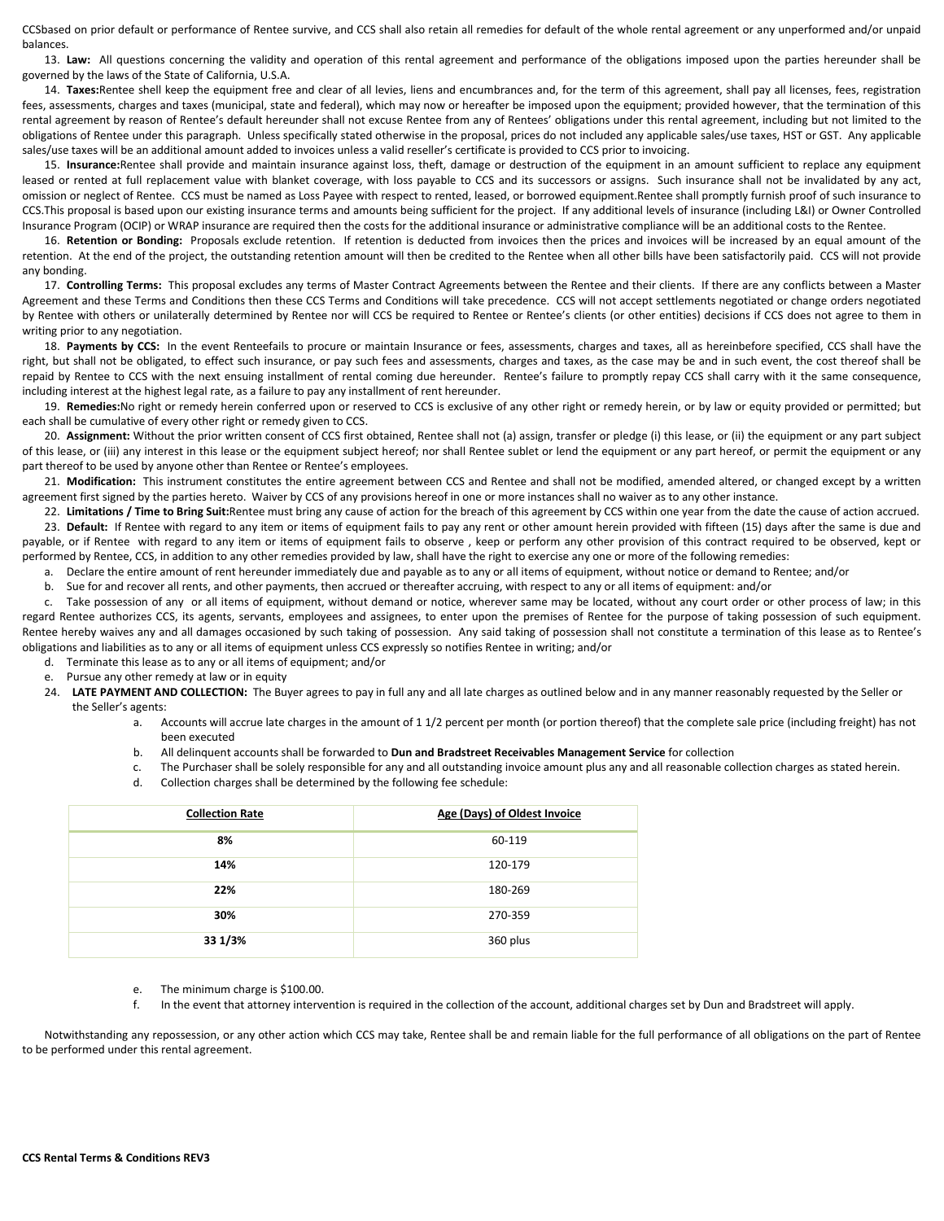CCSbased on prior default or performance of Rentee survive, and CCS shall also retain all remedies for default of the whole rental agreement or any unperformed and/or unpaid balances.

13. **Law:** All questions concerning the validity and operation of this rental agreement and performance of the obligations imposed upon the parties hereunder shall be governed by the laws of the State of California, U.S.A.

14. **Taxes:**Rentee shell keep the equipment free and clear of all levies, liens and encumbrances and, for the term of this agreement, shall pay all licenses, fees, registration fees, assessments, charges and taxes (municipal, state and federal), which may now or hereafter be imposed upon the equipment; provided however, that the termination of this rental agreement by reason of Rentee's default hereunder shall not excuse Rentee from any of Rentees' obligations under this rental agreement, including but not limited to the obligations of Rentee under this paragraph. Unless specifically stated otherwise in the proposal, prices do not included any applicable sales/use taxes, HST or GST. Any applicable sales/use taxes will be an additional amount added to invoices unless a valid reseller's certificate is provided to CCS prior to invoicing.

15. **Insurance:**Rentee shall provide and maintain insurance against loss, theft, damage or destruction of the equipment in an amount sufficient to replace any equipment leased or rented at full replacement value with blanket coverage, with loss payable to CCS and its successors or assigns. Such insurance shall not be invalidated by any act, omission or neglect of Rentee. CCS must be named as Loss Payee with respect to rented, leased, or borrowed equipment.Rentee shall promptly furnish proof of such insurance to CCS.This proposal is based upon our existing insurance terms and amounts being sufficient for the project. If any additional levels of insurance (including L&I) or Owner Controlled Insurance Program (OCIP) or WRAP insurance are required then the costs for the additional insurance or administrative compliance will be an additional costs to the Rentee.

16. **Retention or Bonding:** Proposals exclude retention. If retention is deducted from invoices then the prices and invoices will be increased by an equal amount of the retention. At the end of the project, the outstanding retention amount will then be credited to the Rentee when all other bills have been satisfactorily paid. CCS will not provide any bonding.

17. **Controlling Terms:** This proposal excludes any terms of Master Contract Agreements between the Rentee and their clients. If there are any conflicts between a Master Agreement and these Terms and Conditions then these CCS Terms and Conditions will take precedence. CCS will not accept settlements negotiated or change orders negotiated by Rentee with others or unilaterally determined by Rentee nor will CCS be required to Rentee or Rentee's clients (or other entities) decisions if CCS does not agree to them in writing prior to any negotiation.

18. **Payments by CCS:** In the event Renteefails to procure or maintain Insurance or fees, assessments, charges and taxes, all as hereinbefore specified, CCS shall have the right, but shall not be obligated, to effect such insurance, or pay such fees and assessments, charges and taxes, as the case may be and in such event, the cost thereof shall be repaid by Rentee to CCS with the next ensuing installment of rental coming due hereunder. Rentee's failure to promptly repay CCS shall carry with it the same consequence, including interest at the highest legal rate, as a failure to pay any installment of rent hereunder.

19. **Remedies:**No right or remedy herein conferred upon or reserved to CCS is exclusive of any other right or remedy herein, or by law or equity provided or permitted; but each shall be cumulative of every other right or remedy given to CCS.

20. **Assignment:** Without the prior written consent of CCS first obtained, Rentee shall not (a) assign, transfer or pledge (i) this lease, or (ii) the equipment or any part subject of this lease, or (iii) any interest in this lease or the equipment subject hereof; nor shall Rentee sublet or lend the equipment or any part hereof, or permit the equipment or any part thereof to be used by anyone other than Rentee or Rentee's employees.

21. **Modification:** This instrument constitutes the entire agreement between CCS and Rentee and shall not be modified, amended altered, or changed except by a written agreement first signed by the parties hereto. Waiver by CCS of any provisions hereof in one or more instances shall no waiver as to any other instance.

22. **Limitations / Time to Bring Suit:**Rentee must bring any cause of action for the breach of this agreement by CCS within one year from the date the cause of action accrued.

23. **Default:** If Rentee with regard to any item or items of equipment fails to pay any rent or other amount herein provided with fifteen (15) days after the same is due and payable, or if Rentee with regard to any item or items of equipment fails to observe , keep or perform any other provision of this contract required to be observed, kept or performed by Rentee, CCS, in addition to any other remedies provided by law, shall have the right to exercise any one or more of the following remedies:

a. Declare the entire amount of rent hereunder immediately due and payable as to any or all items of equipment, without notice or demand to Rentee; and/or

b. Sue for and recover all rents, and other payments, then accrued or thereafter accruing, with respect to any or all items of equipment: and/or

c. Take possession of any or all items of equipment, without demand or notice, wherever same may be located, without any court order or other process of law; in this regard Rentee authorizes CCS, its agents, servants, employees and assignees, to enter upon the premises of Rentee for the purpose of taking possession of such equipment. Rentee hereby waives any and all damages occasioned by such taking of possession. Any said taking of possession shall not constitute a termination of this lease as to Rentee's obligations and liabilities as to any or all items of equipment unless CCS expressly so notifies Rentee in writing; and/or

d. Terminate this lease as to any or all items of equipment; and/or

e. Pursue any other remedy at law or in equity

24. **LATE PAYMENT AND COLLECTION:** The Buyer agrees to pay in full any and all late charges as outlined below and in any manner reasonably requested by the Seller or the Seller's agents:

a. Accounts will accrue late charges in the amount of 1 1/2 percent per month (or portion thereof) that the complete sale price (including freight) has not been executed

b. All delinquent accounts shall be forwarded to **Dun and Bradstreet Receivables Management Service** for collection

c. The Purchaser shall be solely responsible for any and all outstanding invoice amount plus any and all reasonable collection charges as stated herein.

d. Collection charges shall be determined by the following fee schedule:

| Collection Rate | Age (Days) of Oldest Invoice |
|---|---|
| **8%** | 60-119 |
| **14%** | 120-179 |
| **22%** | 180-269 |
| **30%** | 270-359 |
| **33 1/3%** | 360 plus |

e. The minimum charge is $100.00.

f. In the event that attorney intervention is required in the collection of the account, additional charges set by Dun and Bradstreet will apply.

Notwithstanding any repossession, or any other action which CCS may take, Rentee shall be and remain liable for the full performance of all obligations on the part of Rentee to be performed under this rental agreement.

**CCS Rental Terms & Conditions REV3**